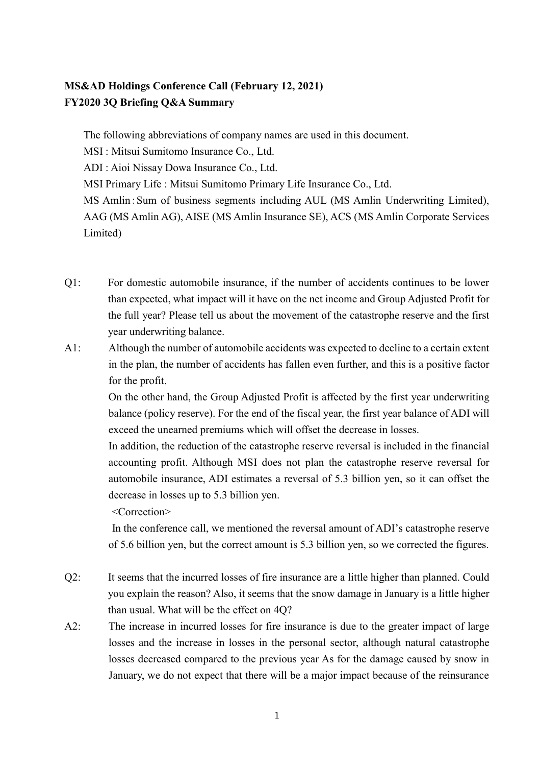**MS&AD Holdings Conference Call (February 12, 2021)**
**FY2020 3Q Briefing Q&A Summary**

The following abbreviations of company names are used in this document.
MSI : Mitsui Sumitomo Insurance Co., Ltd.
ADI : Aioi Nissay Dowa Insurance Co., Ltd.
MSI Primary Life : Mitsui Sumitomo Primary Life Insurance Co., Ltd.
MS Amlin : Sum of business segments including AUL (MS Amlin Underwriting Limited), AAG (MS Amlin AG), AISE (MS Amlin Insurance SE), ACS (MS Amlin Corporate Services Limited)

Q1: For domestic automobile insurance, if the number of accidents continues to be lower than expected, what impact will it have on the net income and Group Adjusted Profit for the full year? Please tell us about the movement of the catastrophe reserve and the first year underwriting balance.

A1: Although the number of automobile accidents was expected to decline to a certain extent in the plan, the number of accidents has fallen even further, and this is a positive factor for the profit.
On the other hand, the Group Adjusted Profit is affected by the first year underwriting balance (policy reserve). For the end of the fiscal year, the first year balance of ADI will exceed the unearned premiums which will offset the decrease in losses.
In addition, the reduction of the catastrophe reserve reversal is included in the financial accounting profit. Although MSI does not plan the catastrophe reserve reversal for automobile insurance, ADI estimates a reversal of 5.3 billion yen, so it can offset the decrease in losses up to 5.3 billion yen.
<Correction>
In the conference call, we mentioned the reversal amount of ADI's catastrophe reserve of 5.6 billion yen, but the correct amount is 5.3 billion yen, so we corrected the figures.

Q2: It seems that the incurred losses of fire insurance are a little higher than planned. Could you explain the reason? Also, it seems that the snow damage in January is a little higher than usual. What will be the effect on 4Q?

A2: The increase in incurred losses for fire insurance is due to the greater impact of large losses and the increase in losses in the personal sector, although natural catastrophe losses decreased compared to the previous year As for the damage caused by snow in January, we do not expect that there will be a major impact because of the reinsurance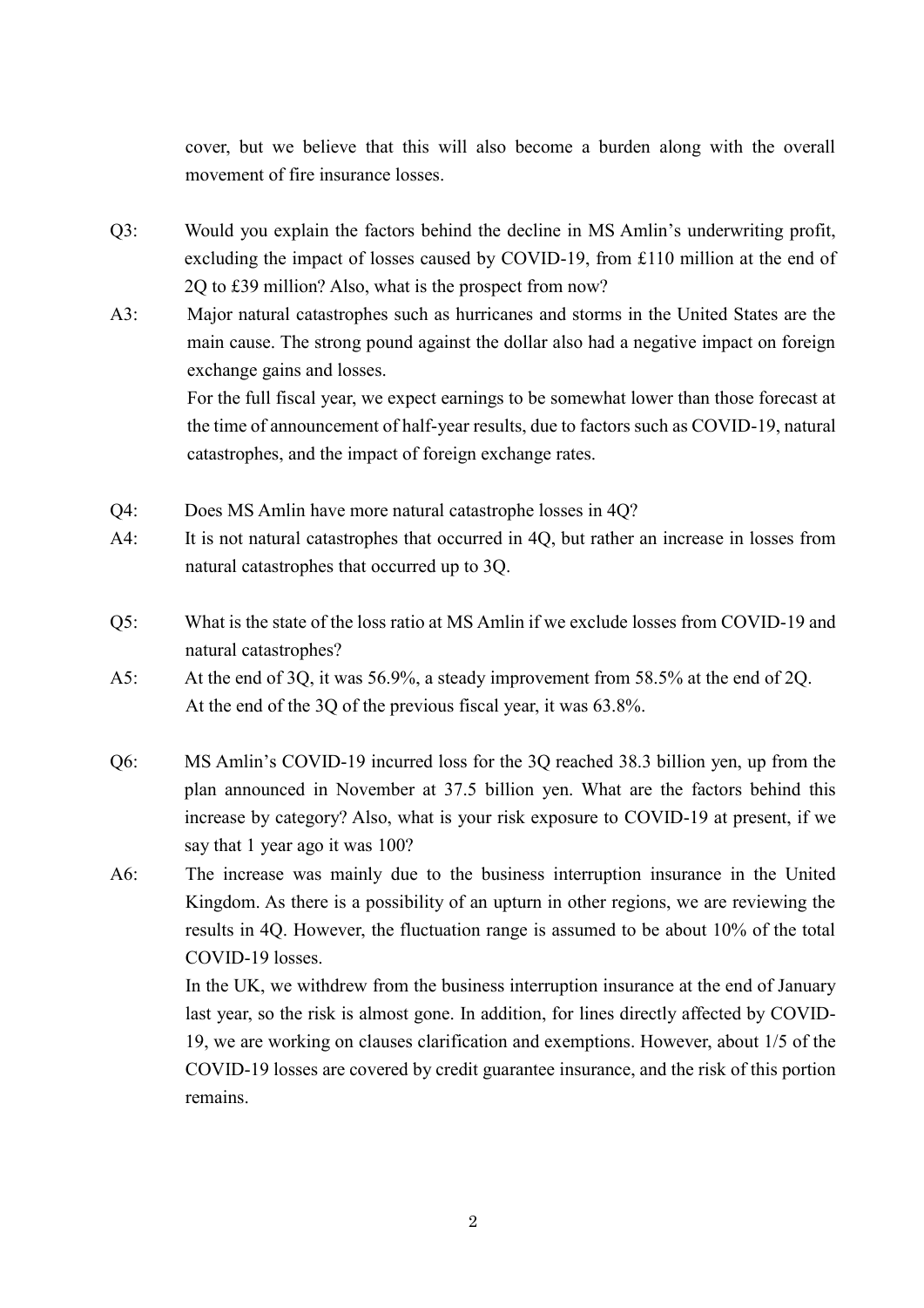cover, but we believe that this will also become a burden along with the overall movement of fire insurance losses.

Q3: Would you explain the factors behind the decline in MS Amlin's underwriting profit, excluding the impact of losses caused by COVID-19, from £110 million at the end of 2Q to £39 million? Also, what is the prospect from now?

A3: Major natural catastrophes such as hurricanes and storms in the United States are the main cause. The strong pound against the dollar also had a negative impact on foreign exchange gains and losses.
For the full fiscal year, we expect earnings to be somewhat lower than those forecast at the time of announcement of half-year results, due to factors such as COVID-19, natural catastrophes, and the impact of foreign exchange rates.

Q4: Does MS Amlin have more natural catastrophe losses in 4Q?

A4: It is not natural catastrophes that occurred in 4Q, but rather an increase in losses from natural catastrophes that occurred up to 3Q.

Q5: What is the state of the loss ratio at MS Amlin if we exclude losses from COVID-19 and natural catastrophes?

A5: At the end of 3Q, it was 56.9%, a steady improvement from 58.5% at the end of 2Q.
At the end of the 3Q of the previous fiscal year, it was 63.8%.

Q6: MS Amlin's COVID-19 incurred loss for the 3Q reached 38.3 billion yen, up from the plan announced in November at 37.5 billion yen. What are the factors behind this increase by category? Also, what is your risk exposure to COVID-19 at present, if we say that 1 year ago it was 100?

A6: The increase was mainly due to the business interruption insurance in the United Kingdom. As there is a possibility of an upturn in other regions, we are reviewing the results in 4Q. However, the fluctuation range is assumed to be about 10% of the total COVID-19 losses.
In the UK, we withdrew from the business interruption insurance at the end of January last year, so the risk is almost gone. In addition, for lines directly affected by COVID-19, we are working on clauses clarification and exemptions. However, about 1/5 of the COVID-19 losses are covered by credit guarantee insurance, and the risk of this portion remains.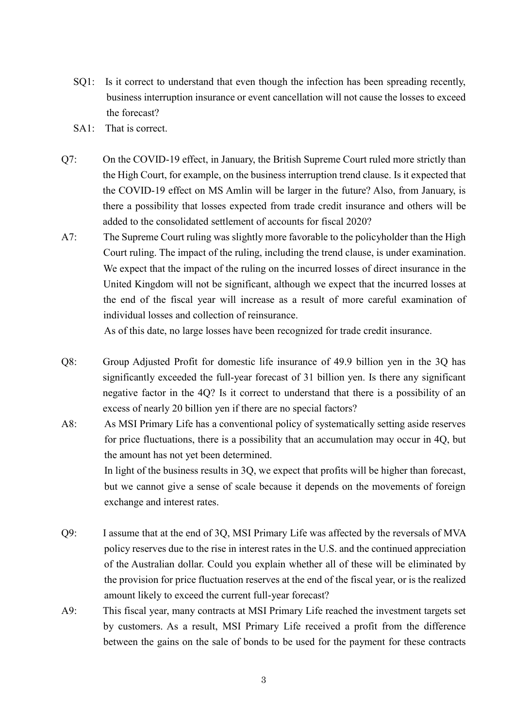SQ1: Is it correct to understand that even though the infection has been spreading recently, business interruption insurance or event cancellation will not cause the losses to exceed the forecast?

SA1: That is correct.

Q7: On the COVID-19 effect, in January, the British Supreme Court ruled more strictly than the High Court, for example, on the business interruption trend clause. Is it expected that the COVID-19 effect on MS Amlin will be larger in the future? Also, from January, is there a possibility that losses expected from trade credit insurance and others will be added to the consolidated settlement of accounts for fiscal 2020?

A7: The Supreme Court ruling was slightly more favorable to the policyholder than the High Court ruling. The impact of the ruling, including the trend clause, is under examination. We expect that the impact of the ruling on the incurred losses of direct insurance in the United Kingdom will not be significant, although we expect that the incurred losses at the end of the fiscal year will increase as a result of more careful examination of individual losses and collection of reinsurance.
As of this date, no large losses have been recognized for trade credit insurance.

Q8: Group Adjusted Profit for domestic life insurance of 49.9 billion yen in the 3Q has significantly exceeded the full-year forecast of 31 billion yen. Is there any significant negative factor in the 4Q? Is it correct to understand that there is a possibility of an excess of nearly 20 billion yen if there are no special factors?

A8: As MSI Primary Life has a conventional policy of systematically setting aside reserves for price fluctuations, there is a possibility that an accumulation may occur in 4Q, but the amount has not yet been determined.
In light of the business results in 3Q, we expect that profits will be higher than forecast, but we cannot give a sense of scale because it depends on the movements of foreign exchange and interest rates.

Q9: I assume that at the end of 3Q, MSI Primary Life was affected by the reversals of MVA policy reserves due to the rise in interest rates in the U.S. and the continued appreciation of the Australian dollar. Could you explain whether all of these will be eliminated by the provision for price fluctuation reserves at the end of the fiscal year, or is the realized amount likely to exceed the current full-year forecast?

A9: This fiscal year, many contracts at MSI Primary Life reached the investment targets set by customers. As a result, MSI Primary Life received a profit from the difference between the gains on the sale of bonds to be used for the payment for these contracts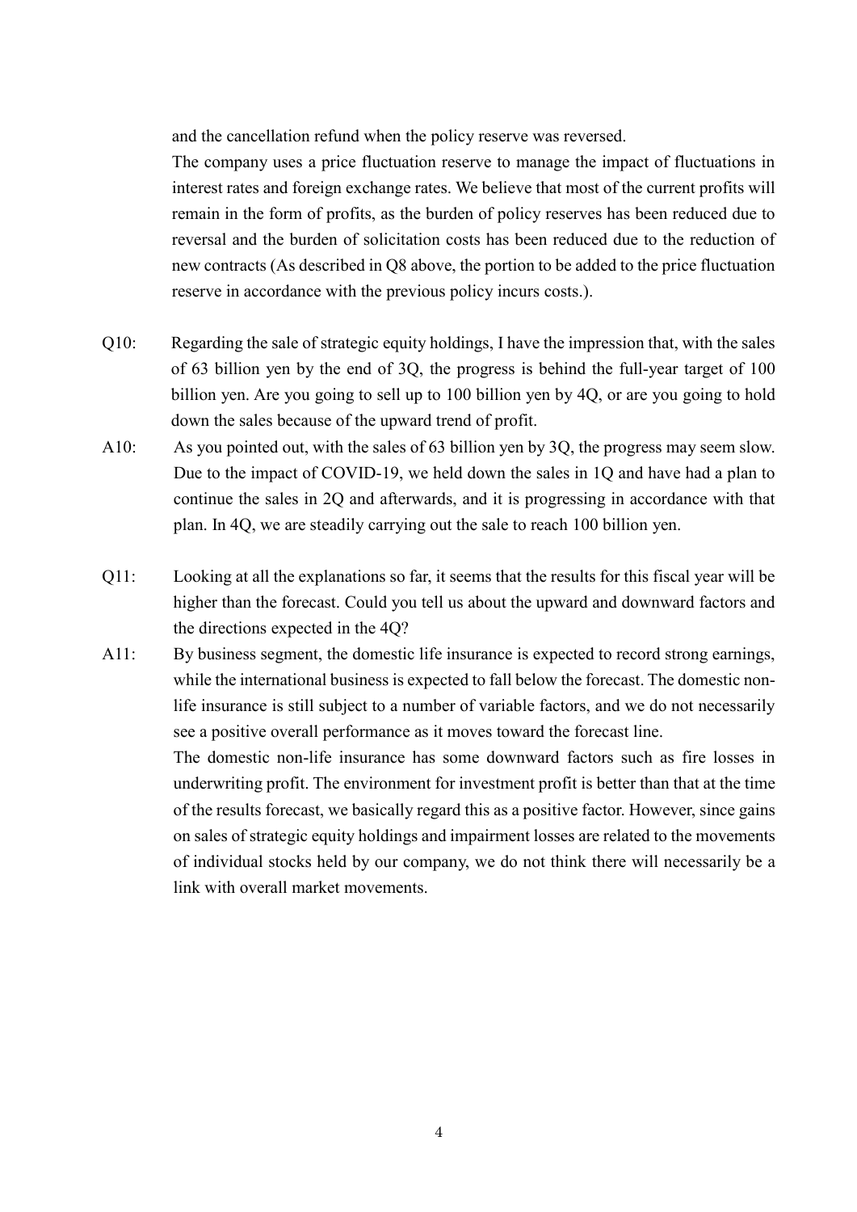and the cancellation refund when the policy reserve was reversed.

The company uses a price fluctuation reserve to manage the impact of fluctuations in interest rates and foreign exchange rates. We believe that most of the current profits will remain in the form of profits, as the burden of policy reserves has been reduced due to reversal and the burden of solicitation costs has been reduced due to the reduction of new contracts (As described in Q8 above, the portion to be added to the price fluctuation reserve in accordance with the previous policy incurs costs.).

Q10: Regarding the sale of strategic equity holdings, I have the impression that, with the sales of 63 billion yen by the end of 3Q, the progress is behind the full-year target of 100 billion yen. Are you going to sell up to 100 billion yen by 4Q, or are you going to hold down the sales because of the upward trend of profit.

A10: As you pointed out, with the sales of 63 billion yen by 3Q, the progress may seem slow. Due to the impact of COVID-19, we held down the sales in 1Q and have had a plan to continue the sales in 2Q and afterwards, and it is progressing in accordance with that plan. In 4Q, we are steadily carrying out the sale to reach 100 billion yen.

Q11: Looking at all the explanations so far, it seems that the results for this fiscal year will be higher than the forecast. Could you tell us about the upward and downward factors and the directions expected in the 4Q?

A11: By business segment, the domestic life insurance is expected to record strong earnings, while the international business is expected to fall below the forecast. The domestic non-life insurance is still subject to a number of variable factors, and we do not necessarily see a positive overall performance as it moves toward the forecast line.

The domestic non-life insurance has some downward factors such as fire losses in underwriting profit. The environment for investment profit is better than that at the time of the results forecast, we basically regard this as a positive factor. However, since gains on sales of strategic equity holdings and impairment losses are related to the movements of individual stocks held by our company, we do not think there will necessarily be a link with overall market movements.